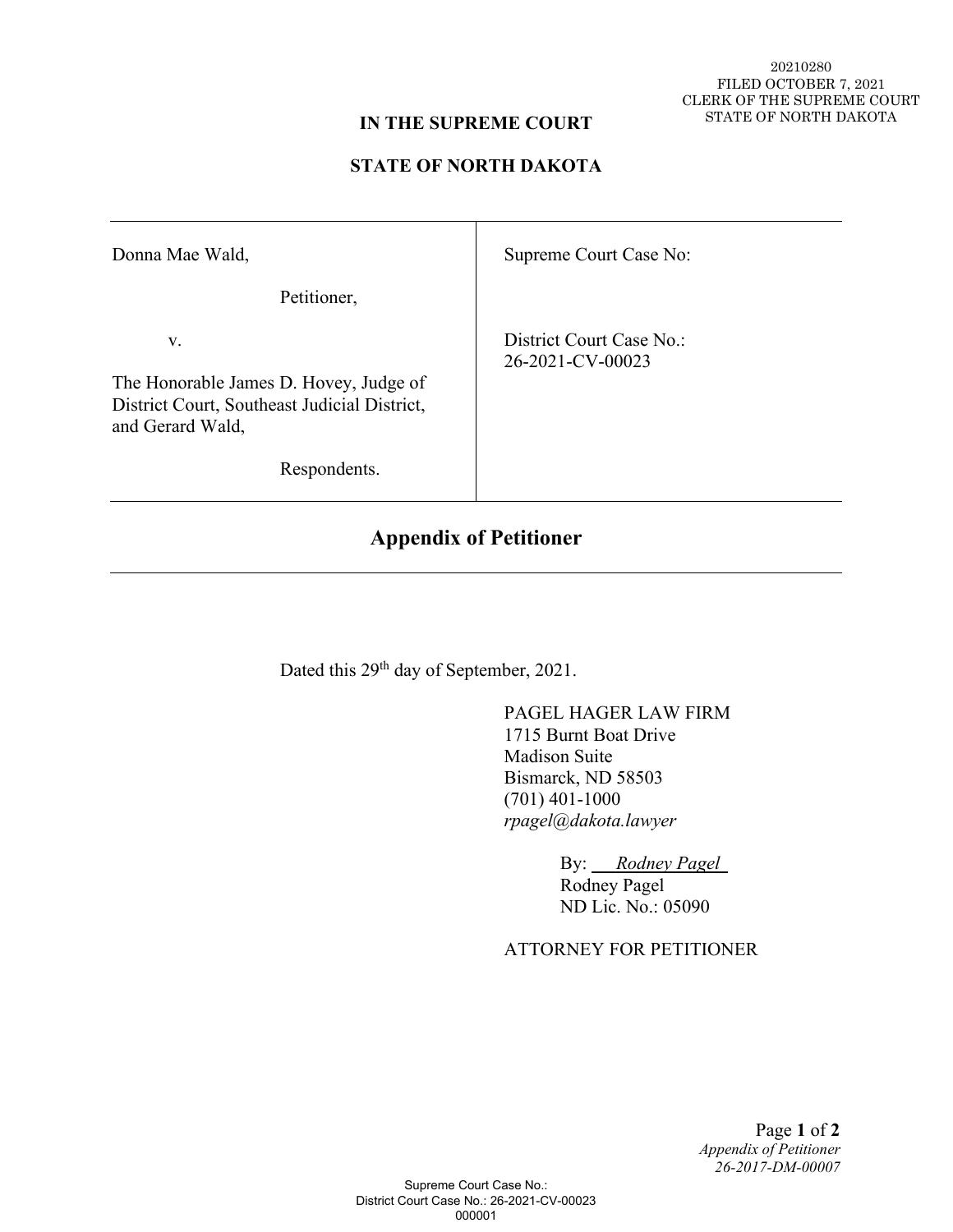20210280
FILED OCTOBER 7, 2021
CLERK OF THE SUPREME COURT
STATE OF NORTH DAKOTA

**IN THE SUPREME COURT**

**STATE OF NORTH DAKOTA**

| | |
|---|---|
| Donna Mae Wald,<br><br>Petitioner,<br><br>v.<br><br>The Honorable James D. Hovey, Judge of District Court, Southeast Judicial District, and Gerard Wald,<br><br>Respondents. | Supreme Court Case No:<br><br>District Court Case No.:<br>26-2021-CV-00023 |

## Appendix of Petitioner

Dated this 29th day of September, 2021.

PAGEL HAGER LAW FIRM
1715 Burnt Boat Drive
Madison Suite
Bismarck, ND 58503
(701) 401-1000
*rpagel@dakota.lawyer*

By: *Rodney Pagel*
Rodney Pagel
ND Lic. No.: 05090

ATTORNEY FOR PETITIONER

*Appendix of Petitioner*
*26-2017-DM-00007*

Supreme Court Case No.:
District Court Case No.: 26-2021-CV-00023
000001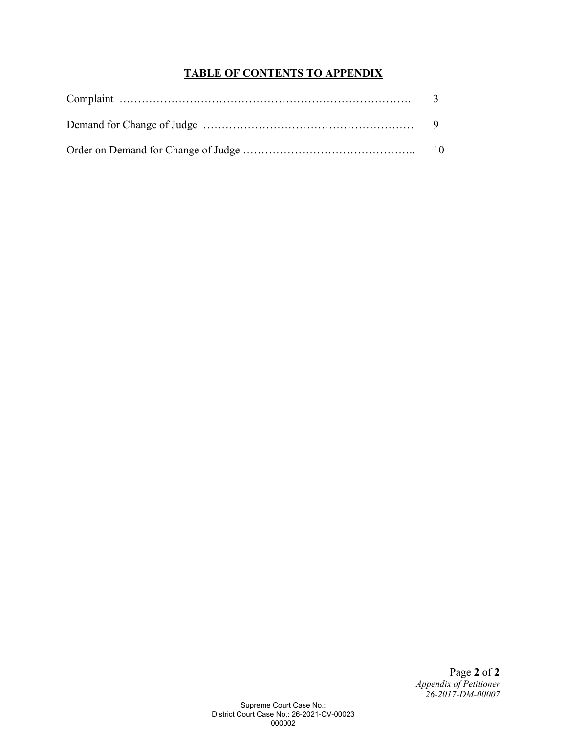# TABLE OF CONTENTS TO APPENDIX

| | |
|---|---|
| Complaint | 3 |
| Demand for Change of Judge | 9 |
| Order on Demand for Change of Judge | 10 |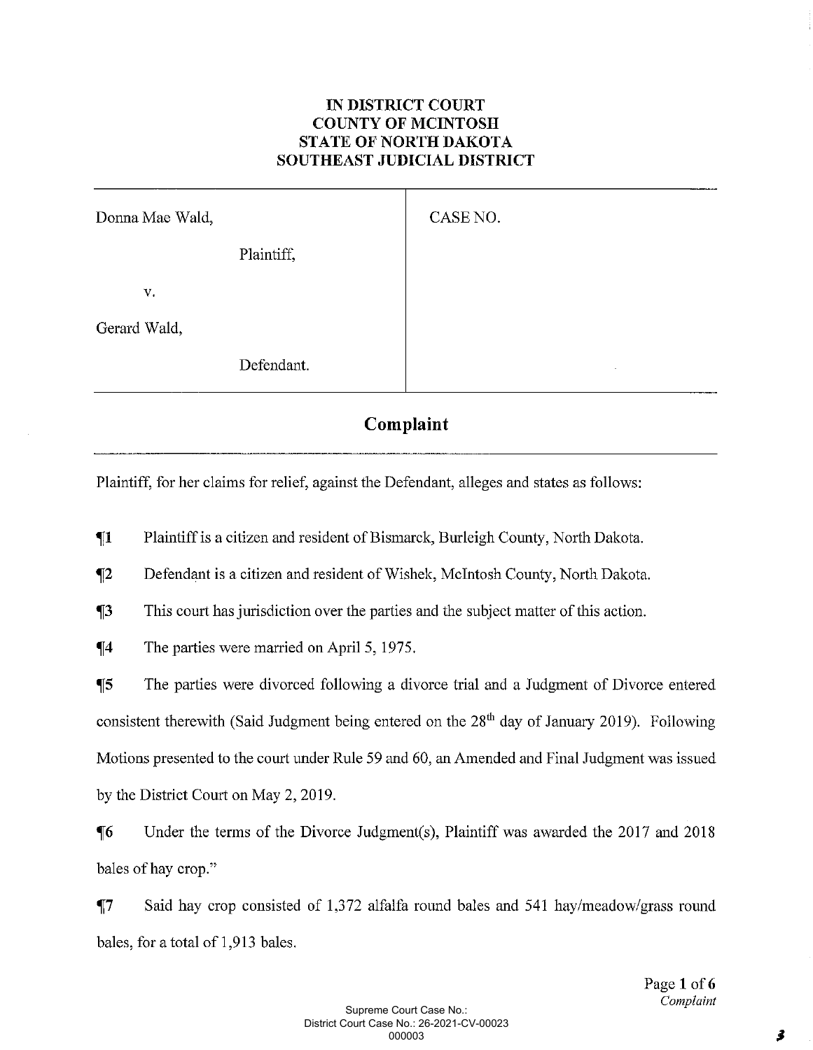**IN DISTRICT COURT**
**COUNTY OF MCINTOSH**
**STATE OF NORTH DAKOTA**
**SOUTHEAST JUDICIAL DISTRICT**

| | |
|---|---|
| Donna Mae Wald,<br><br>Plaintiff,<br><br>v.<br><br>Gerard Wald,<br><br>Defendant. | CASE NO. |

## Complaint

Plaintiff, for her claims for relief, against the Defendant, alleges and states as follows:

¶1 Plaintiff is a citizen and resident of Bismarck, Burleigh County, North Dakota.

¶2 Defendant is a citizen and resident of Wishek, McIntosh County, North Dakota.

¶3 This court has jurisdiction over the parties and the subject matter of this action.

¶4 The parties were married on April 5, 1975.

¶5 The parties were divorced following a divorce trial and a Judgment of Divorce entered consistent therewith (Said Judgment being entered on the 28th day of January 2019). Following Motions presented to the court under Rule 59 and 60, an Amended and Final Judgment was issued by the District Court on May 2, 2019.

¶6 Under the terms of the Divorce Judgment(s), Plaintiff was awarded the 2017 and 2018 bales of hay crop."

¶7 Said hay crop consisted of 1,372 alfalfa round bales and 541 hay/meadow/grass round bales, for a total of 1,913 bales.

Supreme Court Case No.:
District Court Case No.: 26-2021-CV-00023
000003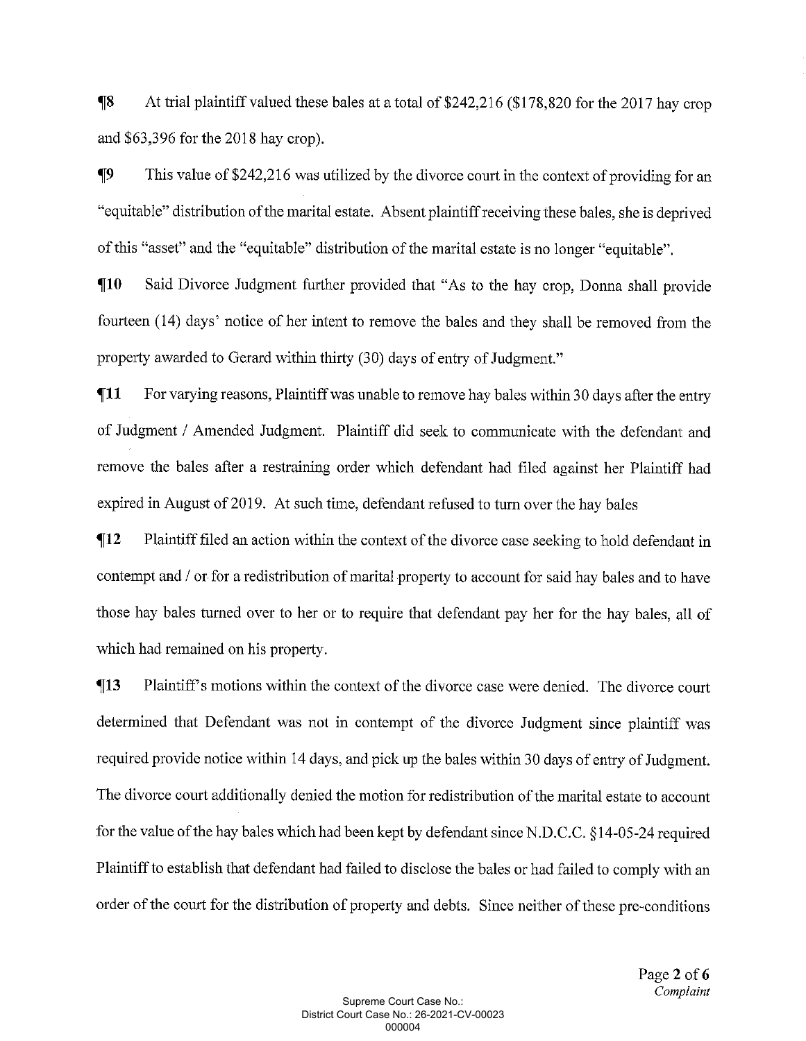¶8 At trial plaintiff valued these bales at a total of $242,216 ($178,820 for the 2017 hay crop and $63,396 for the 2018 hay crop).

¶9 This value of $242,216 was utilized by the divorce court in the context of providing for an "equitable" distribution of the marital estate. Absent plaintiff receiving these bales, she is deprived of this "asset" and the "equitable" distribution of the marital estate is no longer "equitable".

¶10 Said Divorce Judgment further provided that "As to the hay crop, Donna shall provide fourteen (14) days' notice of her intent to remove the bales and they shall be removed from the property awarded to Gerard within thirty (30) days of entry of Judgment."

¶11 For varying reasons, Plaintiff was unable to remove hay bales within 30 days after the entry of Judgment / Amended Judgment. Plaintiff did seek to communicate with the defendant and remove the bales after a restraining order which defendant had filed against her Plaintiff had expired in August of 2019. At such time, defendant refused to turn over the hay bales

¶12 Plaintiff filed an action within the context of the divorce case seeking to hold defendant in contempt and / or for a redistribution of marital property to account for said hay bales and to have those hay bales turned over to her or to require that defendant pay her for the hay bales, all of which had remained on his property.

¶13 Plaintiff's motions within the context of the divorce case were denied. The divorce court determined that Defendant was not in contempt of the divorce Judgment since plaintiff was required provide notice within 14 days, and pick up the bales within 30 days of entry of Judgment. The divorce court additionally denied the motion for redistribution of the marital estate to account for the value of the hay bales which had been kept by defendant since N.D.C.C. §14-05-24 required Plaintiff to establish that defendant had failed to disclose the bales or had failed to comply with an order of the court for the distribution of property and debts. Since neither of these pre-conditions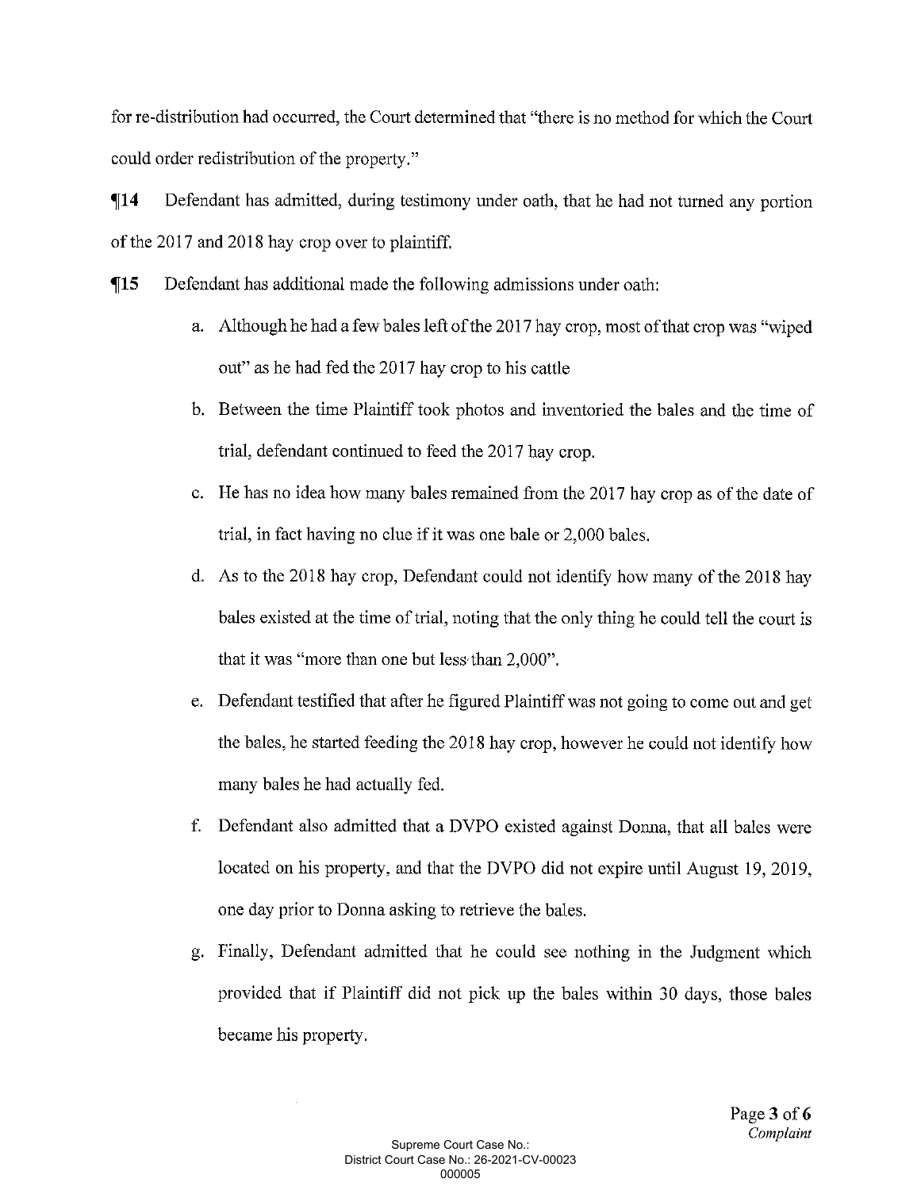for re-distribution had occurred, the Court determined that "there is no method for which the Court could order redistribution of the property."

¶14 Defendant has admitted, during testimony under oath, that he had not turned any portion of the 2017 and 2018 hay crop over to plaintiff.

¶15 Defendant has additional made the following admissions under oath:

a. Although he had a few bales left of the 2017 hay crop, most of that crop was "wiped out" as he had fed the 2017 hay crop to his cattle

b. Between the time Plaintiff took photos and inventoried the bales and the time of trial, defendant continued to feed the 2017 hay crop.

c. He has no idea how many bales remained from the 2017 hay crop as of the date of trial, in fact having no clue if it was one bale or 2,000 bales.

d. As to the 2018 hay crop, Defendant could not identify how many of the 2018 hay bales existed at the time of trial, noting that the only thing he could tell the court is that it was "more than one but less than 2,000".

e. Defendant testified that after he figured Plaintiff was not going to come out and get the bales, he started feeding the 2018 hay crop, however he could not identify how many bales he had actually fed.

f. Defendant also admitted that a DVPO existed against Donna, that all bales were located on his property, and that the DVPO did not expire until August 19, 2019, one day prior to Donna asking to retrieve the bales.

g. Finally, Defendant admitted that he could see nothing in the Judgment which provided that if Plaintiff did not pick up the bales within 30 days, those bales became his property.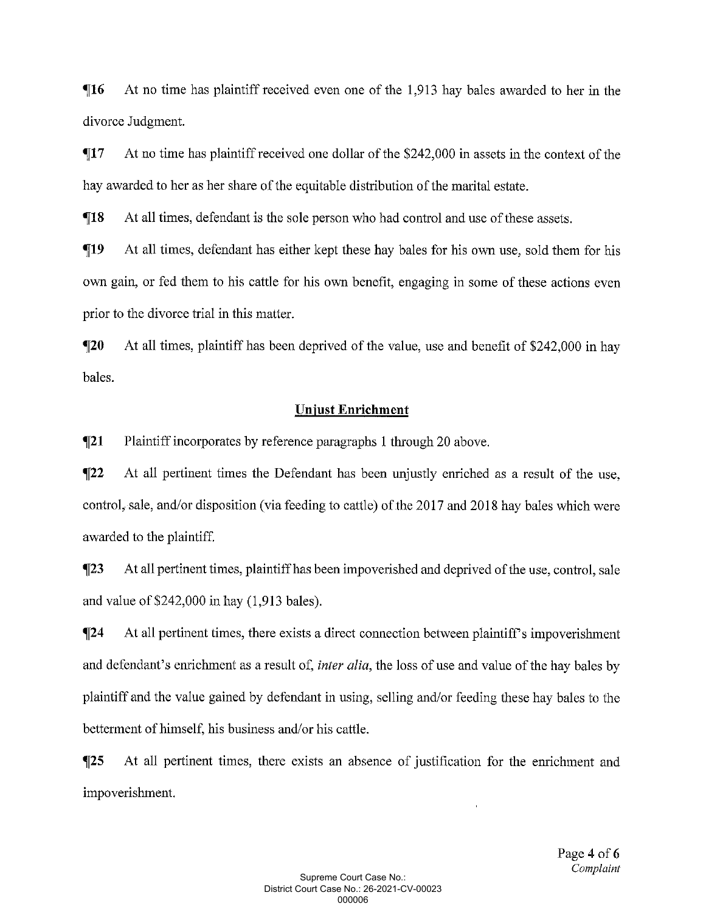¶16 At no time has plaintiff received even one of the 1,913 hay bales awarded to her in the divorce Judgment.

¶17 At no time has plaintiff received one dollar of the $242,000 in assets in the context of the hay awarded to her as her share of the equitable distribution of the marital estate.

¶18 At all times, defendant is the sole person who had control and use of these assets.

¶19 At all times, defendant has either kept these hay bales for his own use, sold them for his own gain, or fed them to his cattle for his own benefit, engaging in some of these actions even prior to the divorce trial in this matter.

¶20 At all times, plaintiff has been deprived of the value, use and benefit of $242,000 in hay bales.

## **Unjust Enrichment**

¶21 Plaintiff incorporates by reference paragraphs 1 through 20 above.

¶22 At all pertinent times the Defendant has been unjustly enriched as a result of the use, control, sale, and/or disposition (via feeding to cattle) of the 2017 and 2018 hay bales which were awarded to the plaintiff.

¶23 At all pertinent times, plaintiff has been impoverished and deprived of the use, control, sale and value of $242,000 in hay (1,913 bales).

¶24 At all pertinent times, there exists a direct connection between plaintiff's impoverishment and defendant's enrichment as a result of, *inter alia*, the loss of use and value of the hay bales by plaintiff and the value gained by defendant in using, selling and/or feeding these hay bales to the betterment of himself, his business and/or his cattle.

¶25 At all pertinent times, there exists an absence of justification for the enrichment and impoverishment.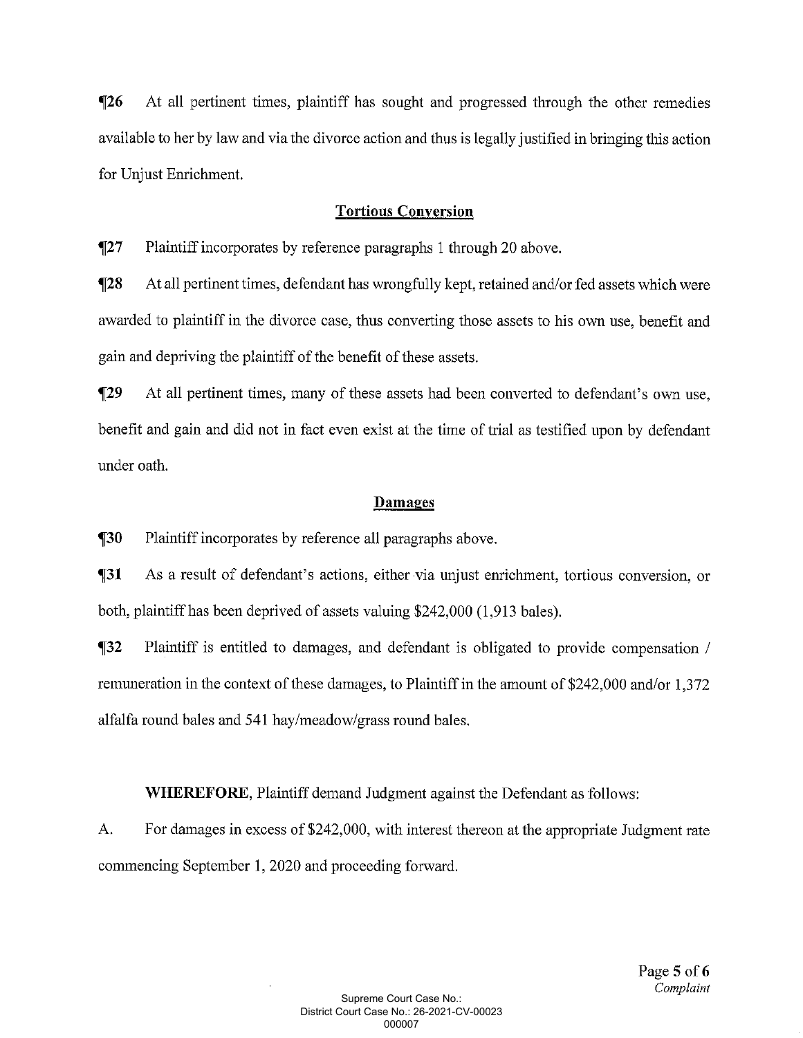¶26 At all pertinent times, plaintiff has sought and progressed through the other remedies available to her by law and via the divorce action and thus is legally justified in bringing this action for Unjust Enrichment.

## Tortious Conversion

¶27 Plaintiff incorporates by reference paragraphs 1 through 20 above.

¶28 At all pertinent times, defendant has wrongfully kept, retained and/or fed assets which were awarded to plaintiff in the divorce case, thus converting those assets to his own use, benefit and gain and depriving the plaintiff of the benefit of these assets.

¶29 At all pertinent times, many of these assets had been converted to defendant's own use, benefit and gain and did not in fact even exist at the time of trial as testified upon by defendant under oath.

## Damages

¶30 Plaintiff incorporates by reference all paragraphs above.

¶31 As a result of defendant's actions, either via unjust enrichment, tortious conversion, or both, plaintiff has been deprived of assets valuing $242,000 (1,913 bales).

¶32 Plaintiff is entitled to damages, and defendant is obligated to provide compensation / remuneration in the context of these damages, to Plaintiff in the amount of $242,000 and/or 1,372 alfalfa round bales and 541 hay/meadow/grass round bales.

**WHEREFORE,** Plaintiff demand Judgment against the Defendant as follows:

A. For damages in excess of $242,000, with interest thereon at the appropriate Judgment rate commencing September 1, 2020 and proceeding forward.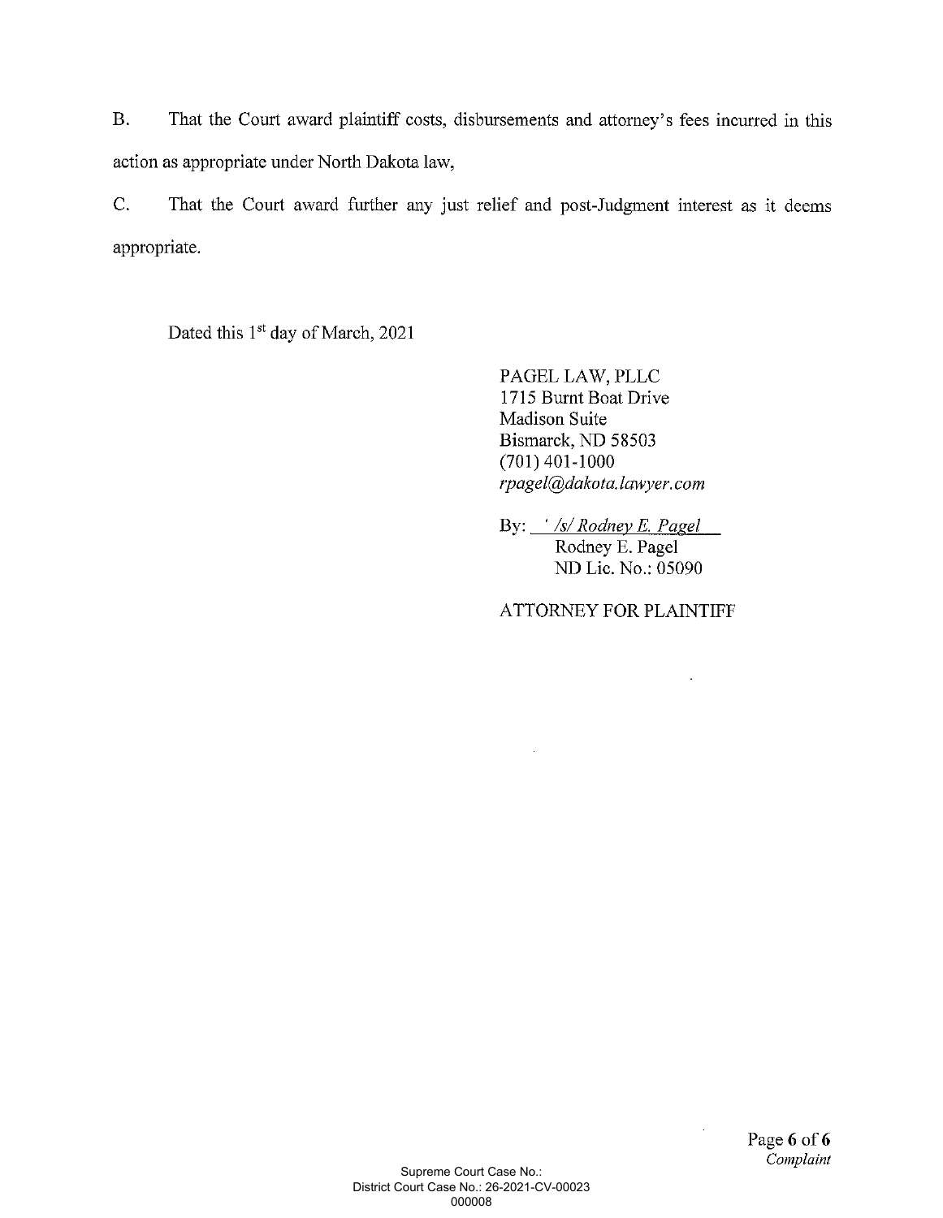B. That the Court award plaintiff costs, disbursements and attorney's fees incurred in this action as appropriate under North Dakota law,

C. That the Court award further any just relief and post-Judgment interest as it deems appropriate.

Dated this 1st day of March, 2021

PAGEL LAW, PLLC
1715 Burnt Boat Drive
Madison Suite
Bismarck, ND 58503
(701) 401-1000
*rpagel@dakota.lawyer.com*

By: *' /s/ Rodney E. Pagel*
Rodney E. Pagel
ND Lic. No.: 05090

ATTORNEY FOR PLAINTIFF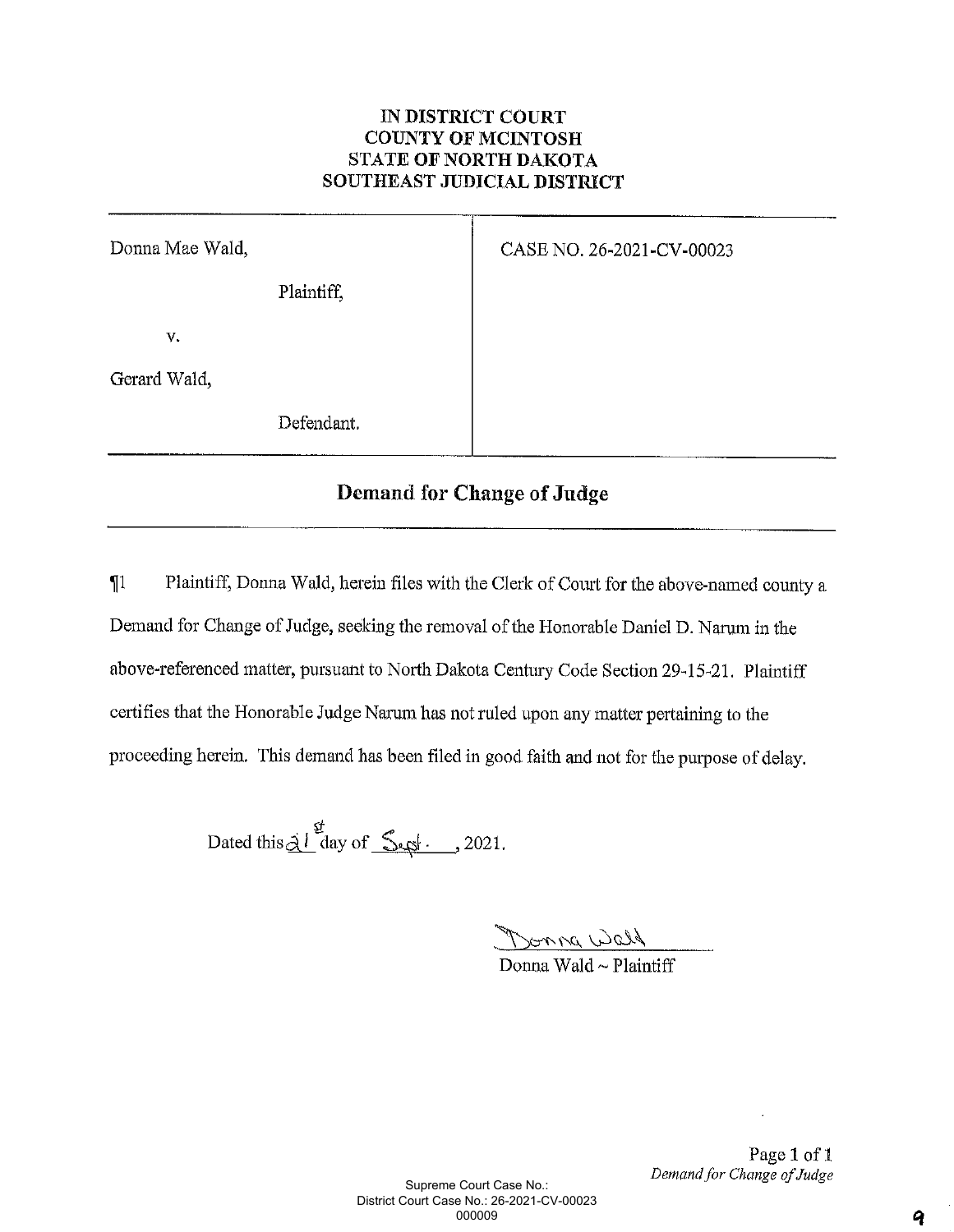**IN DISTRICT COURT**
**COUNTY OF MCINTOSH**
**STATE OF NORTH DAKOTA**
**SOUTHEAST JUDICIAL DISTRICT**

| | |
|---|---|
| Donna Mae Wald,<br><br>Plaintiff,<br><br>v.<br><br>Gerard Wald,<br><br>Defendant. | CASE NO. 26-2021-CV-00023 |

## Demand for Change of Judge

¶1 Plaintiff, Donna Wald, herein files with the Clerk of Court for the above-named county a Demand for Change of Judge, seeking the removal of the Honorable Daniel D. Narum in the above-referenced matter, pursuant to North Dakota Century Code Section 29-15-21. Plaintiff certifies that the Honorable Judge Narum has not ruled upon any matter pertaining to the proceeding herein. This demand has been filed in good faith and not for the purpose of delay.

Dated this 21st day of Sept., 2021.

Donna Wald
Donna Wald ~ Plaintiff

*Demand for Change of Judge*

Supreme Court Case No.:
District Court Case No.: 26-2021-CV-00023
000009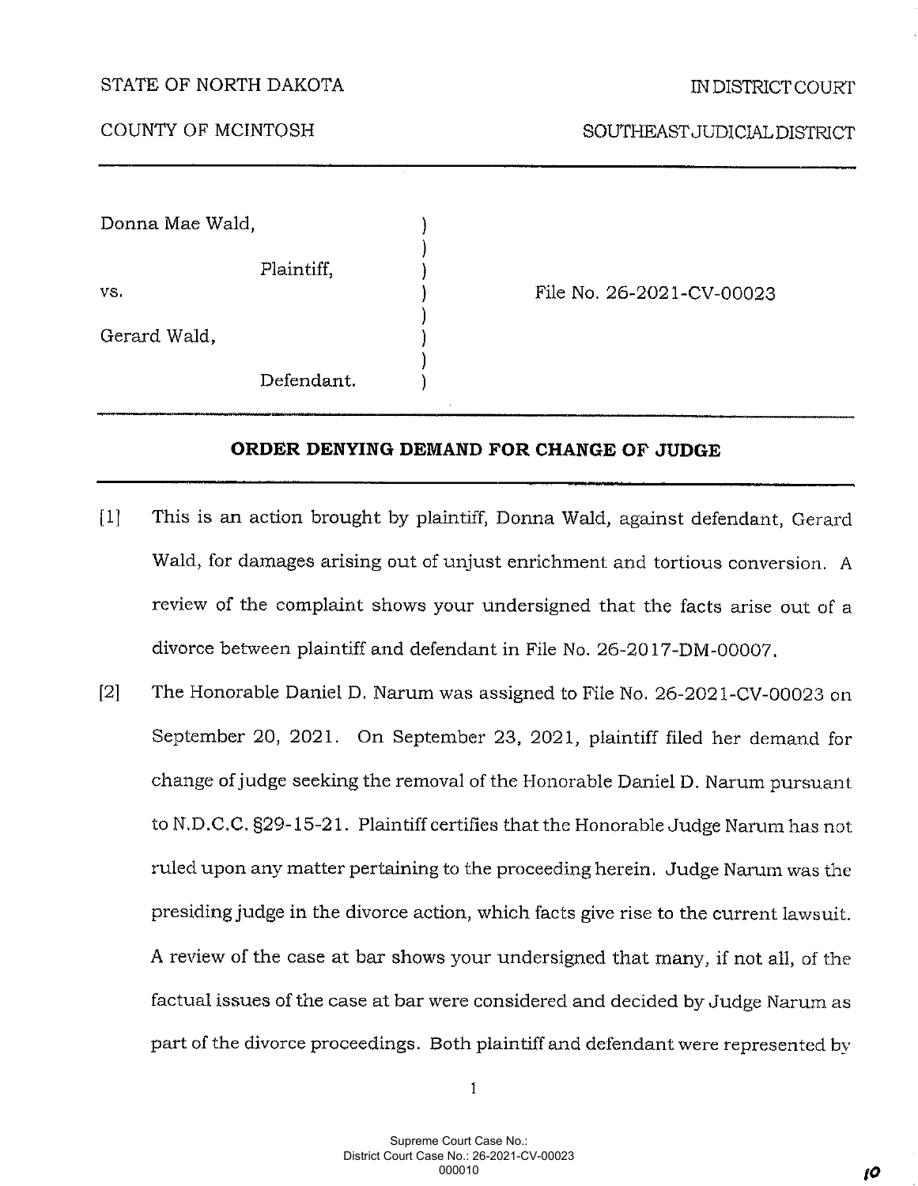STATE OF NORTH DAKOTA — IN DISTRICT COURT

COUNTY OF MCINTOSH — SOUTHEAST JUDICIAL DISTRICT

---

Donna Mae Wald,

Plaintiff,

vs.

Gerard Wald,

Defendant.

File No. 26-2021-CV-00023

---

**ORDER DENYING DEMAND FOR CHANGE OF JUDGE**

---

[1] This is an action brought by plaintiff, Donna Wald, against defendant, Gerard Wald, for damages arising out of unjust enrichment and tortious conversion. A review of the complaint shows your undersigned that the facts arise out of a divorce between plaintiff and defendant in File No. 26-2017-DM-00007.

[2] The Honorable Daniel D. Narum was assigned to File No. 26-2021-CV-00023 on September 20, 2021. On September 23, 2021, plaintiff filed her demand for change of judge seeking the removal of the Honorable Daniel D. Narum pursuant to N.D.C.C. §29-15-21. Plaintiff certifies that the Honorable Judge Narum has not ruled upon any matter pertaining to the proceeding herein. Judge Narum was the presiding judge in the divorce action, which facts give rise to the current lawsuit. A review of the case at bar shows your undersigned that many, if not all, of the factual issues of the case at bar were considered and decided by Judge Narum as part of the divorce proceedings. Both plaintiff and defendant were represented by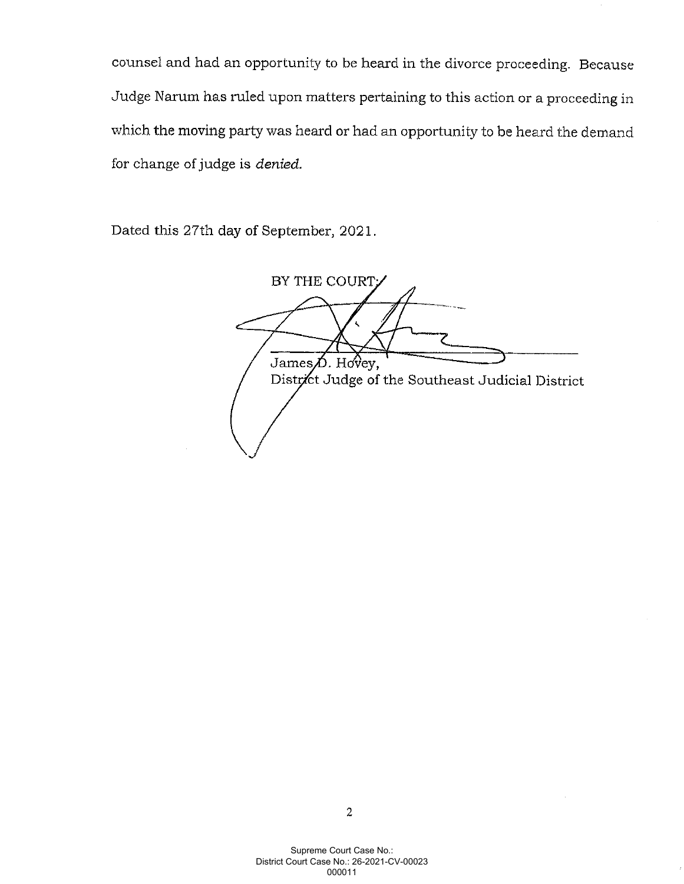counsel and had an opportunity to be heard in the divorce proceeding. Because Judge Narum has ruled upon matters pertaining to this action or a proceeding in which the moving party was heard or had an opportunity to be heard the demand for change of judge is *denied*.

Dated this 27th day of September, 2021.

BY THE COURT:

James D. Hovey,
District Judge of the Southeast Judicial District

Supreme Court Case No.:
District Court Case No.: 26-2021-CV-00023
000011